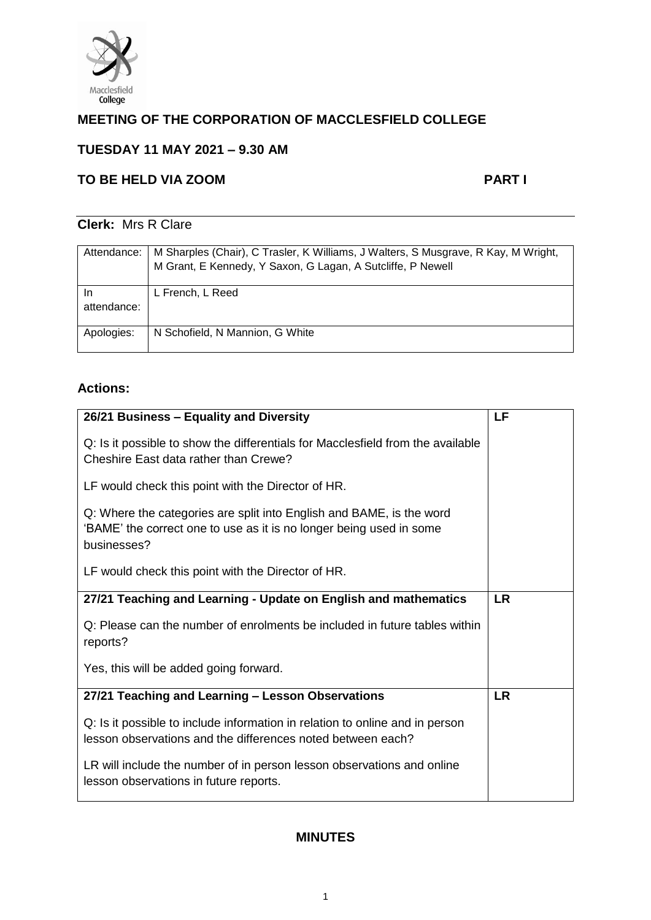# MEETING OF THE CORPORATION OF MACCLESFIELD COLLEGE

## TUESDAY 11 MAY 2021 – 9.30 AM

## TO BE HELD VIA ZOOM PART I

**Clerk:** Mrs R Clare

| | |
|---|---|
| Attendance: | M Sharples (Chair), C Trasler, K Williams, J Walters, S Musgrave, R Kay, M Wright, M Grant, E Kennedy, Y Saxon, G Lagan, A Sutcliffe, P Newell |
| In attendance: | L French, L Reed |
| Apologies: | N Schofield, N Mannion, G White |

## Actions:

| | |
|---|---|
| **26/21 Business – Equality and Diversity**<br><br>Q: Is it possible to show the differentials for Macclesfield from the available Cheshire East data rather than Crewe?<br><br>LF would check this point with the Director of HR.<br><br>Q: Where the categories are split into English and BAME, is the word 'BAME' the correct one to use as it is no longer being used in some businesses?<br><br>LF would check this point with the Director of HR. | **LF** |
| **27/21 Teaching and Learning - Update on English and mathematics**<br><br>Q: Please can the number of enrolments be included in future tables within reports?<br><br>Yes, this will be added going forward. | **LR** |
| **27/21 Teaching and Learning – Lesson Observations**<br><br>Q: Is it possible to include information in relation to online and in person lesson observations and the differences noted between each?<br><br>LR will include the number of in person lesson observations and online lesson observations in future reports. | **LR** |

## MINUTES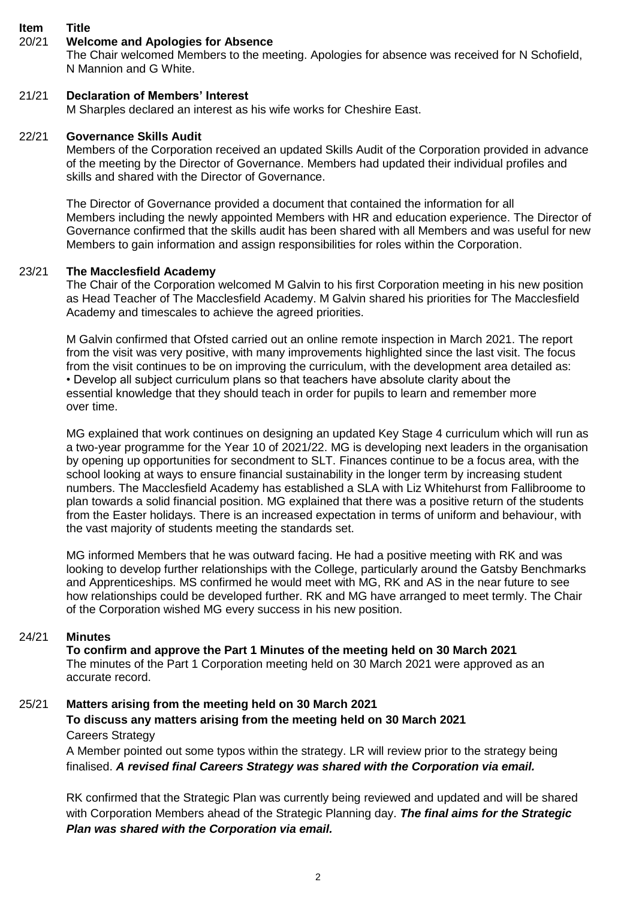| Item | Title |
|---|---|
| 20/21 | **Welcome and Apologies for Absence** |

The Chair welcomed Members to the meeting. Apologies for absence was received for N Schofield, N Mannion and G White.

**21/21 Declaration of Members' Interest**

M Sharples declared an interest as his wife works for Cheshire East.

**22/21 Governance Skills Audit**

Members of the Corporation received an updated Skills Audit of the Corporation provided in advance of the meeting by the Director of Governance. Members had updated their individual profiles and skills and shared with the Director of Governance.

The Director of Governance provided a document that contained the information for all Members including the newly appointed Members with HR and education experience. The Director of Governance confirmed that the skills audit has been shared with all Members and was useful for new Members to gain information and assign responsibilities for roles within the Corporation.

**23/21 The Macclesfield Academy**

The Chair of the Corporation welcomed M Galvin to his first Corporation meeting in his new position as Head Teacher of The Macclesfield Academy. M Galvin shared his priorities for The Macclesfield Academy and timescales to achieve the agreed priorities.

M Galvin confirmed that Ofsted carried out an online remote inspection in March 2021. The report from the visit was very positive, with many improvements highlighted since the last visit. The focus from the visit continues to be on improving the curriculum, with the development area detailed as:

- Develop all subject curriculum plans so that teachers have absolute clarity about the essential knowledge that they should teach in order for pupils to learn and remember more over time.

MG explained that work continues on designing an updated Key Stage 4 curriculum which will run as a two-year programme for the Year 10 of 2021/22. MG is developing next leaders in the organisation by opening up opportunities for secondment to SLT. Finances continue to be a focus area, with the school looking at ways to ensure financial sustainability in the longer term by increasing student numbers. The Macclesfield Academy has established a SLA with Liz Whitehurst from Fallibroome to plan towards a solid financial position. MG explained that there was a positive return of the students from the Easter holidays. There is an increased expectation in terms of uniform and behaviour, with the vast majority of students meeting the standards set.

MG informed Members that he was outward facing. He had a positive meeting with RK and was looking to develop further relationships with the College, particularly around the Gatsby Benchmarks and Apprenticeships. MS confirmed he would meet with MG, RK and AS in the near future to see how relationships could be developed further. RK and MG have arranged to meet termly. The Chair of the Corporation wished MG every success in his new position.

**24/21 Minutes**

**To confirm and approve the Part 1 Minutes of the meeting held on 30 March 2021**

The minutes of the Part 1 Corporation meeting held on 30 March 2021 were approved as an accurate record.

**25/21 Matters arising from the meeting held on 30 March 2021**

**To discuss any matters arising from the meeting held on 30 March 2021**

Careers Strategy

A Member pointed out some typos within the strategy. LR will review prior to the strategy being finalised. ***A revised final Careers Strategy was shared with the Corporation via email.***

RK confirmed that the Strategic Plan was currently being reviewed and updated and will be shared with Corporation Members ahead of the Strategic Planning day. ***The final aims for the Strategic Plan was shared with the Corporation via email.***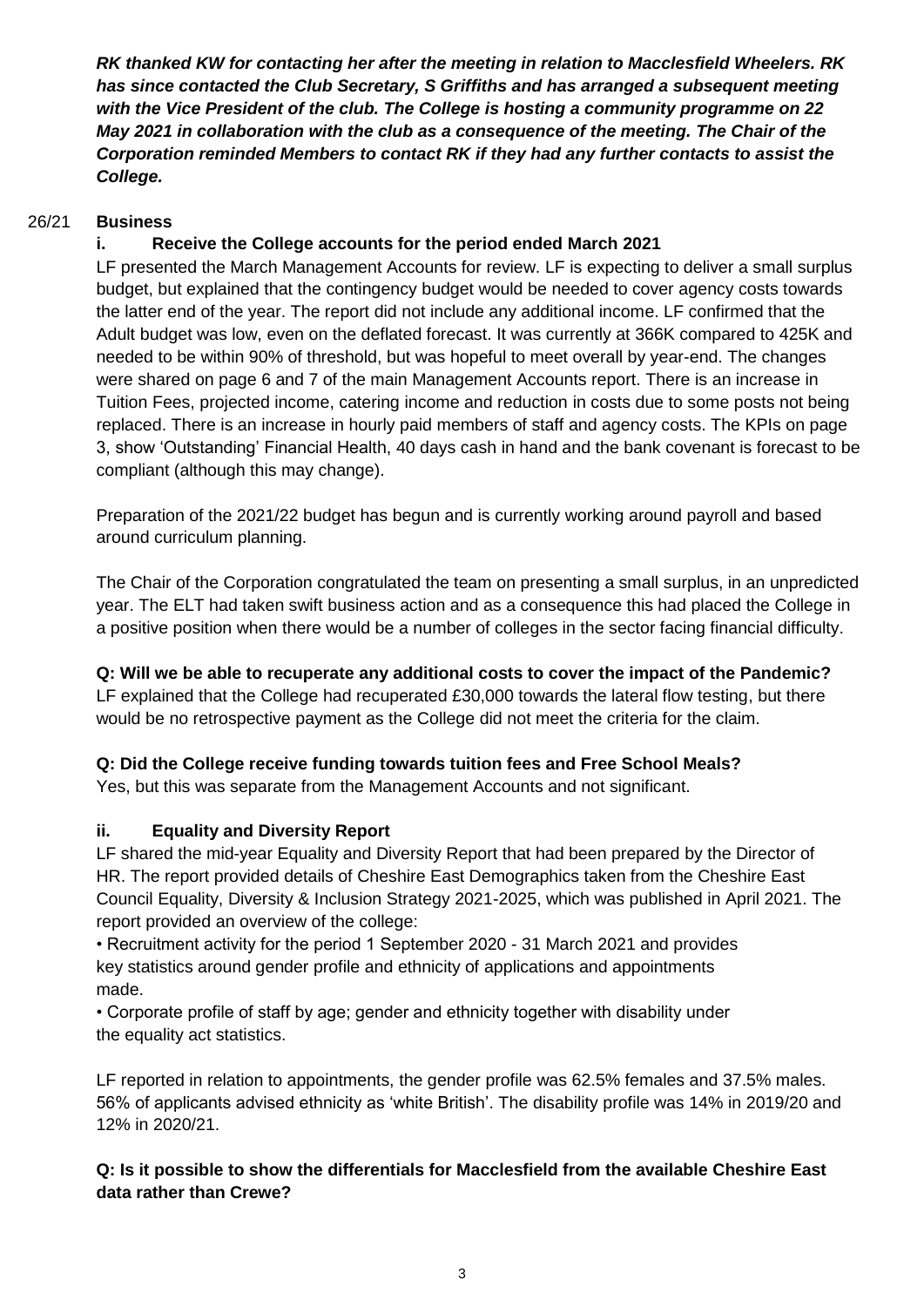***RK thanked KW for contacting her after the meeting in relation to Macclesfield Wheelers. RK has since contacted the Club Secretary, S Griffiths and has arranged a subsequent meeting with the Vice President of the club. The College is hosting a community programme on 22 May 2021 in collaboration with the club as a consequence of the meeting. The Chair of the Corporation reminded Members to contact RK if they had any further contacts to assist the College.***

## 26/21 Business

### i. Receive the College accounts for the period ended March 2021

LF presented the March Management Accounts for review. LF is expecting to deliver a small surplus budget, but explained that the contingency budget would be needed to cover agency costs towards the latter end of the year. The report did not include any additional income. LF confirmed that the Adult budget was low, even on the deflated forecast. It was currently at 366K compared to 425K and needed to be within 90% of threshold, but was hopeful to meet overall by year-end. The changes were shared on page 6 and 7 of the main Management Accounts report. There is an increase in Tuition Fees, projected income, catering income and reduction in costs due to some posts not being replaced. There is an increase in hourly paid members of staff and agency costs. The KPIs on page 3, show 'Outstanding' Financial Health, 40 days cash in hand and the bank covenant is forecast to be compliant (although this may change).

Preparation of the 2021/22 budget has begun and is currently working around payroll and based around curriculum planning.

The Chair of the Corporation congratulated the team on presenting a small surplus, in an unpredicted year. The ELT had taken swift business action and as a consequence this had placed the College in a positive position when there would be a number of colleges in the sector facing financial difficulty.

**Q: Will we be able to recuperate any additional costs to cover the impact of the Pandemic?**
LF explained that the College had recuperated £30,000 towards the lateral flow testing, but there would be no retrospective payment as the College did not meet the criteria for the claim.

**Q: Did the College receive funding towards tuition fees and Free School Meals?**
Yes, but this was separate from the Management Accounts and not significant.

### ii. Equality and Diversity Report

LF shared the mid-year Equality and Diversity Report that had been prepared by the Director of HR. The report provided details of Cheshire East Demographics taken from the Cheshire East Council Equality, Diversity & Inclusion Strategy 2021-2025, which was published in April 2021. The report provided an overview of the college:

- Recruitment activity for the period 1 September 2020 - 31 March 2021 and provides key statistics around gender profile and ethnicity of applications and appointments made.
- Corporate profile of staff by age; gender and ethnicity together with disability under the equality act statistics.

LF reported in relation to appointments, the gender profile was 62.5% females and 37.5% males. 56% of applicants advised ethnicity as 'white British'. The disability profile was 14% in 2019/20 and 12% in 2020/21.

**Q: Is it possible to show the differentials for Macclesfield from the available Cheshire East data rather than Crewe?**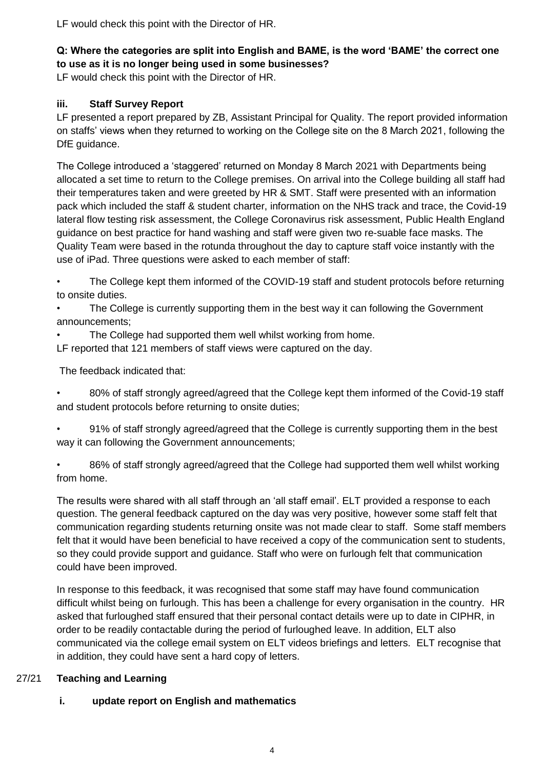LF would check this point with the Director of HR.

**Q: Where the categories are split into English and BAME, is the word 'BAME' the correct one to use as it is no longer being used in some businesses?**

LF would check this point with the Director of HR.

### iii. Staff Survey Report

LF presented a report prepared by ZB, Assistant Principal for Quality. The report provided information on staffs' views when they returned to working on the College site on the 8 March 2021, following the DfE guidance.

The College introduced a 'staggered' returned on Monday 8 March 2021 with Departments being allocated a set time to return to the College premises. On arrival into the College building all staff had their temperatures taken and were greeted by HR & SMT. Staff were presented with an information pack which included the staff & student charter, information on the NHS track and trace, the Covid-19 lateral flow testing risk assessment, the College Coronavirus risk assessment, Public Health England guidance on best practice for hand washing and staff were given two re-suable face masks. The Quality Team were based in the rotunda throughout the day to capture staff voice instantly with the use of iPad. Three questions were asked to each member of staff:

- The College kept them informed of the COVID-19 staff and student protocols before returning to onsite duties.
- The College is currently supporting them in the best way it can following the Government announcements;
- The College had supported them well whilst working from home.

LF reported that 121 members of staff views were captured on the day.

The feedback indicated that:

- 80% of staff strongly agreed/agreed that the College kept them informed of the Covid-19 staff and student protocols before returning to onsite duties;
- 91% of staff strongly agreed/agreed that the College is currently supporting them in the best way it can following the Government announcements;
- 86% of staff strongly agreed/agreed that the College had supported them well whilst working from home.

The results were shared with all staff through an 'all staff email'. ELT provided a response to each question. The general feedback captured on the day was very positive, however some staff felt that communication regarding students returning onsite was not made clear to staff. Some staff members felt that it would have been beneficial to have received a copy of the communication sent to students, so they could provide support and guidance. Staff who were on furlough felt that communication could have been improved.

In response to this feedback, it was recognised that some staff may have found communication difficult whilst being on furlough. This has been a challenge for every organisation in the country. HR asked that furloughed staff ensured that their personal contact details were up to date in CIPHR, in order to be readily contactable during the period of furloughed leave. In addition, ELT also communicated via the college email system on ELT videos briefings and letters. ELT recognise that in addition, they could have sent a hard copy of letters.

## 27/21 Teaching and Learning

### i. update report on English and mathematics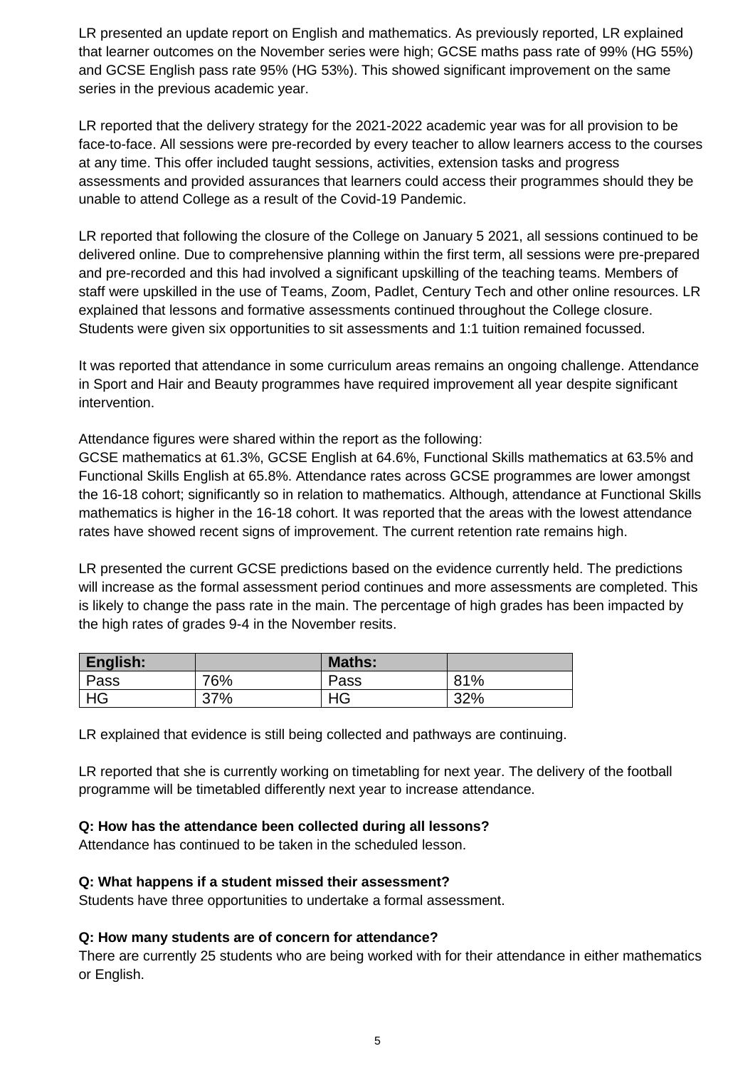LR presented an update report on English and mathematics. As previously reported, LR explained that learner outcomes on the November series were high; GCSE maths pass rate of 99% (HG 55%) and GCSE English pass rate 95% (HG 53%). This showed significant improvement on the same series in the previous academic year.

LR reported that the delivery strategy for the 2021-2022 academic year was for all provision to be face-to-face. All sessions were pre-recorded by every teacher to allow learners access to the courses at any time. This offer included taught sessions, activities, extension tasks and progress assessments and provided assurances that learners could access their programmes should they be unable to attend College as a result of the Covid-19 Pandemic.

LR reported that following the closure of the College on January 5 2021, all sessions continued to be delivered online. Due to comprehensive planning within the first term, all sessions were pre-prepared and pre-recorded and this had involved a significant upskilling of the teaching teams. Members of staff were upskilled in the use of Teams, Zoom, Padlet, Century Tech and other online resources. LR explained that lessons and formative assessments continued throughout the College closure. Students were given six opportunities to sit assessments and 1:1 tuition remained focussed.

It was reported that attendance in some curriculum areas remains an ongoing challenge. Attendance in Sport and Hair and Beauty programmes have required improvement all year despite significant intervention.

Attendance figures were shared within the report as the following:
GCSE mathematics at 61.3%, GCSE English at 64.6%, Functional Skills mathematics at 63.5% and Functional Skills English at 65.8%. Attendance rates across GCSE programmes are lower amongst the 16-18 cohort; significantly so in relation to mathematics. Although, attendance at Functional Skills mathematics is higher in the 16-18 cohort. It was reported that the areas with the lowest attendance rates have showed recent signs of improvement. The current retention rate remains high.

LR presented the current GCSE predictions based on the evidence currently held. The predictions will increase as the formal assessment period continues and more assessments are completed. This is likely to change the pass rate in the main. The percentage of high grades has been impacted by the high rates of grades 9-4 in the November resits.

| English: | | Maths: | |
|---|---|---|---|
| Pass | 76% | Pass | 81% |
| HG | 37% | HG | 32% |

LR explained that evidence is still being collected and pathways are continuing.

LR reported that she is currently working on timetabling for next year. The delivery of the football programme will be timetabled differently next year to increase attendance.

**Q: How has the attendance been collected during all lessons?**
Attendance has continued to be taken in the scheduled lesson.

**Q: What happens if a student missed their assessment?**
Students have three opportunities to undertake a formal assessment.

**Q: How many students are of concern for attendance?**
There are currently 25 students who are being worked with for their attendance in either mathematics or English.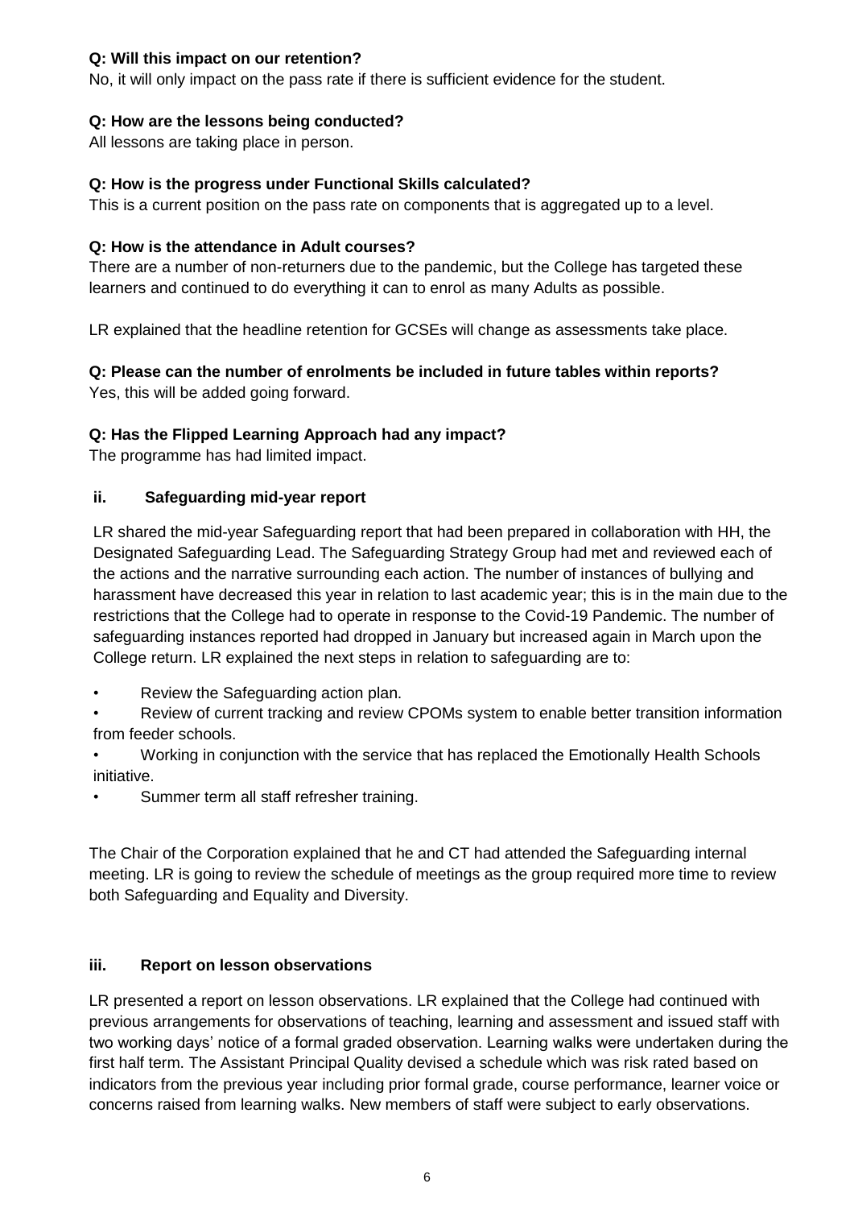**Q: Will this impact on our retention?**
No, it will only impact on the pass rate if there is sufficient evidence for the student.

**Q: How are the lessons being conducted?**
All lessons are taking place in person.

**Q: How is the progress under Functional Skills calculated?**
This is a current position on the pass rate on components that is aggregated up to a level.

**Q: How is the attendance in Adult courses?**
There are a number of non-returners due to the pandemic, but the College has targeted these learners and continued to do everything it can to enrol as many Adults as possible.

LR explained that the headline retention for GCSEs will change as assessments take place.

**Q: Please can the number of enrolments be included in future tables within reports?**
Yes, this will be added going forward.

**Q: Has the Flipped Learning Approach had any impact?**
The programme has had limited impact.

### ii. Safeguarding mid-year report

LR shared the mid-year Safeguarding report that had been prepared in collaboration with HH, the Designated Safeguarding Lead. The Safeguarding Strategy Group had met and reviewed each of the actions and the narrative surrounding each action. The number of instances of bullying and harassment have decreased this year in relation to last academic year; this is in the main due to the restrictions that the College had to operate in response to the Covid-19 Pandemic. The number of safeguarding instances reported had dropped in January but increased again in March upon the College return. LR explained the next steps in relation to safeguarding are to:

- Review the Safeguarding action plan.
- Review of current tracking and review CPOMs system to enable better transition information from feeder schools.
- Working in conjunction with the service that has replaced the Emotionally Health Schools initiative.
- Summer term all staff refresher training.

The Chair of the Corporation explained that he and CT had attended the Safeguarding internal meeting. LR is going to review the schedule of meetings as the group required more time to review both Safeguarding and Equality and Diversity.

### iii. Report on lesson observations

LR presented a report on lesson observations. LR explained that the College had continued with previous arrangements for observations of teaching, learning and assessment and issued staff with two working days' notice of a formal graded observation. Learning walks were undertaken during the first half term. The Assistant Principal Quality devised a schedule which was risk rated based on indicators from the previous year including prior formal grade, course performance, learner voice or concerns raised from learning walks. New members of staff were subject to early observations.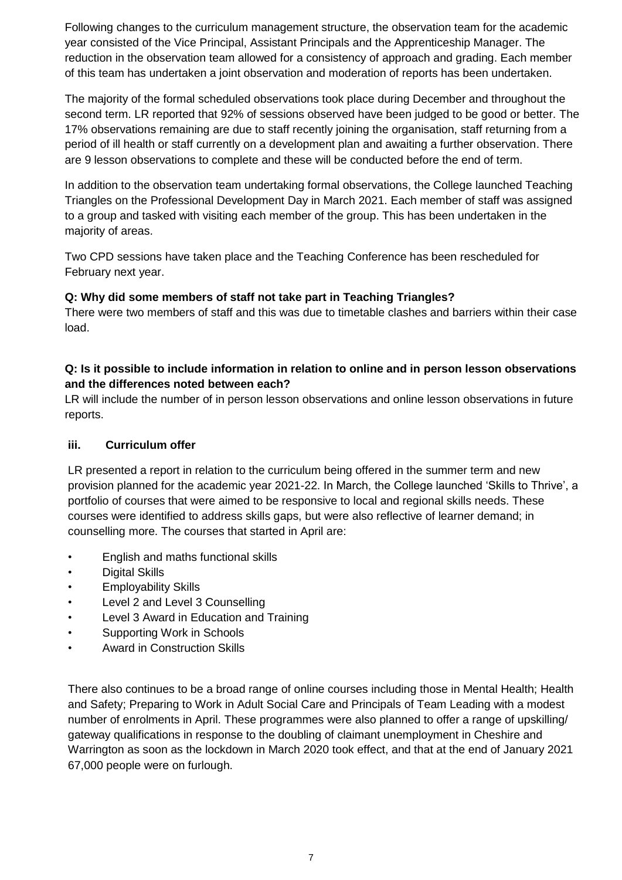Following changes to the curriculum management structure, the observation team for the academic year consisted of the Vice Principal, Assistant Principals and the Apprenticeship Manager. The reduction in the observation team allowed for a consistency of approach and grading. Each member of this team has undertaken a joint observation and moderation of reports has been undertaken.

The majority of the formal scheduled observations took place during December and throughout the second term. LR reported that 92% of sessions observed have been judged to be good or better. The 17% observations remaining are due to staff recently joining the organisation, staff returning from a period of ill health or staff currently on a development plan and awaiting a further observation. There are 9 lesson observations to complete and these will be conducted before the end of term.

In addition to the observation team undertaking formal observations, the College launched Teaching Triangles on the Professional Development Day in March 2021. Each member of staff was assigned to a group and tasked with visiting each member of the group. This has been undertaken in the majority of areas.

Two CPD sessions have taken place and the Teaching Conference has been rescheduled for February next year.

**Q: Why did some members of staff not take part in Teaching Triangles?**
There were two members of staff and this was due to timetable clashes and barriers within their case load.

**Q: Is it possible to include information in relation to online and in person lesson observations and the differences noted between each?**
LR will include the number of in person lesson observations and online lesson observations in future reports.

### iii. Curriculum offer

LR presented a report in relation to the curriculum being offered in the summer term and new provision planned for the academic year 2021-22. In March, the College launched 'Skills to Thrive', a portfolio of courses that were aimed to be responsive to local and regional skills needs. These courses were identified to address skills gaps, but were also reflective of learner demand; in counselling more. The courses that started in April are:

- English and maths functional skills
- Digital Skills
- Employability Skills
- Level 2 and Level 3 Counselling
- Level 3 Award in Education and Training
- Supporting Work in Schools
- Award in Construction Skills

There also continues to be a broad range of online courses including those in Mental Health; Health and Safety; Preparing to Work in Adult Social Care and Principals of Team Leading with a modest number of enrolments in April. These programmes were also planned to offer a range of upskilling/ gateway qualifications in response to the doubling of claimant unemployment in Cheshire and Warrington as soon as the lockdown in March 2020 took effect, and that at the end of January 2021 67,000 people were on furlough.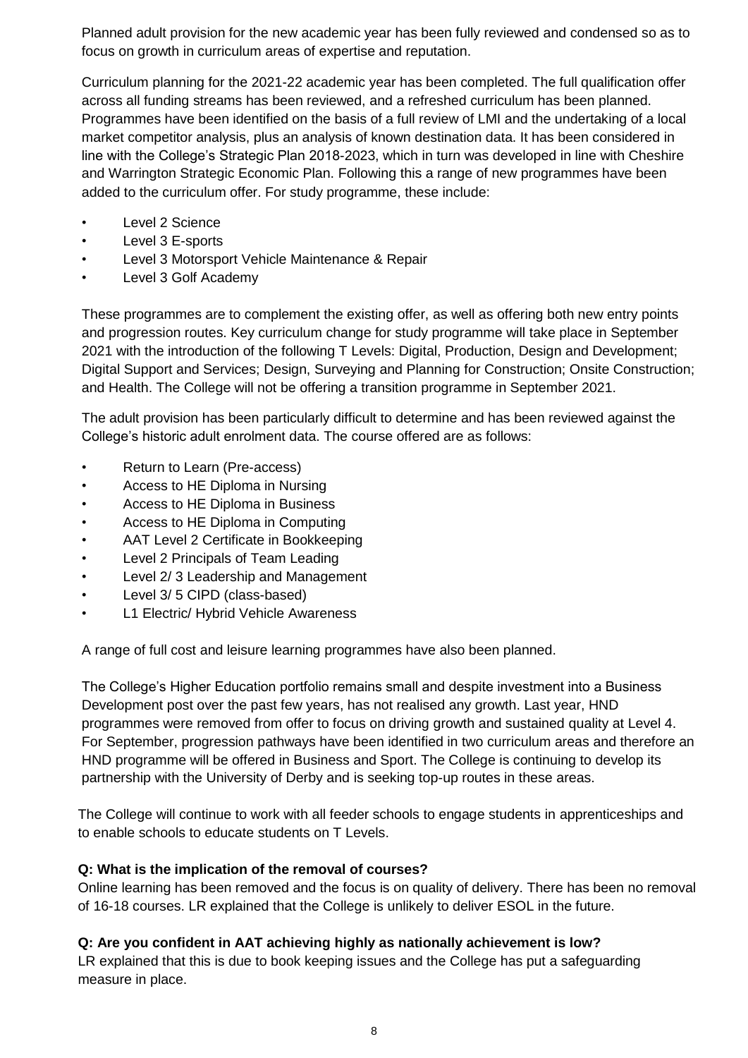Planned adult provision for the new academic year has been fully reviewed and condensed so as to focus on growth in curriculum areas of expertise and reputation.

Curriculum planning for the 2021-22 academic year has been completed. The full qualification offer across all funding streams has been reviewed, and a refreshed curriculum has been planned. Programmes have been identified on the basis of a full review of LMI and the undertaking of a local market competitor analysis, plus an analysis of known destination data. It has been considered in line with the College's Strategic Plan 2018-2023, which in turn was developed in line with Cheshire and Warrington Strategic Economic Plan. Following this a range of new programmes have been added to the curriculum offer. For study programme, these include:

- Level 2 Science
- Level 3 E-sports
- Level 3 Motorsport Vehicle Maintenance & Repair
- Level 3 Golf Academy

These programmes are to complement the existing offer, as well as offering both new entry points and progression routes. Key curriculum change for study programme will take place in September 2021 with the introduction of the following T Levels: Digital, Production, Design and Development; Digital Support and Services; Design, Surveying and Planning for Construction; Onsite Construction; and Health. The College will not be offering a transition programme in September 2021.

The adult provision has been particularly difficult to determine and has been reviewed against the College's historic adult enrolment data. The course offered are as follows:

- Return to Learn (Pre-access)
- Access to HE Diploma in Nursing
- Access to HE Diploma in Business
- Access to HE Diploma in Computing
- AAT Level 2 Certificate in Bookkeeping
- Level 2 Principals of Team Leading
- Level 2/ 3 Leadership and Management
- Level 3/ 5 CIPD (class-based)
- L1 Electric/ Hybrid Vehicle Awareness

A range of full cost and leisure learning programmes have also been planned.

The College's Higher Education portfolio remains small and despite investment into a Business Development post over the past few years, has not realised any growth. Last year, HND programmes were removed from offer to focus on driving growth and sustained quality at Level 4. For September, progression pathways have been identified in two curriculum areas and therefore an HND programme will be offered in Business and Sport. The College is continuing to develop its partnership with the University of Derby and is seeking top-up routes in these areas.

The College will continue to work with all feeder schools to engage students in apprenticeships and to enable schools to educate students on T Levels.

**Q: What is the implication of the removal of courses?**
Online learning has been removed and the focus is on quality of delivery. There has been no removal of 16-18 courses. LR explained that the College is unlikely to deliver ESOL in the future.

**Q: Are you confident in AAT achieving highly as nationally achievement is low?**
LR explained that this is due to book keeping issues and the College has put a safeguarding measure in place.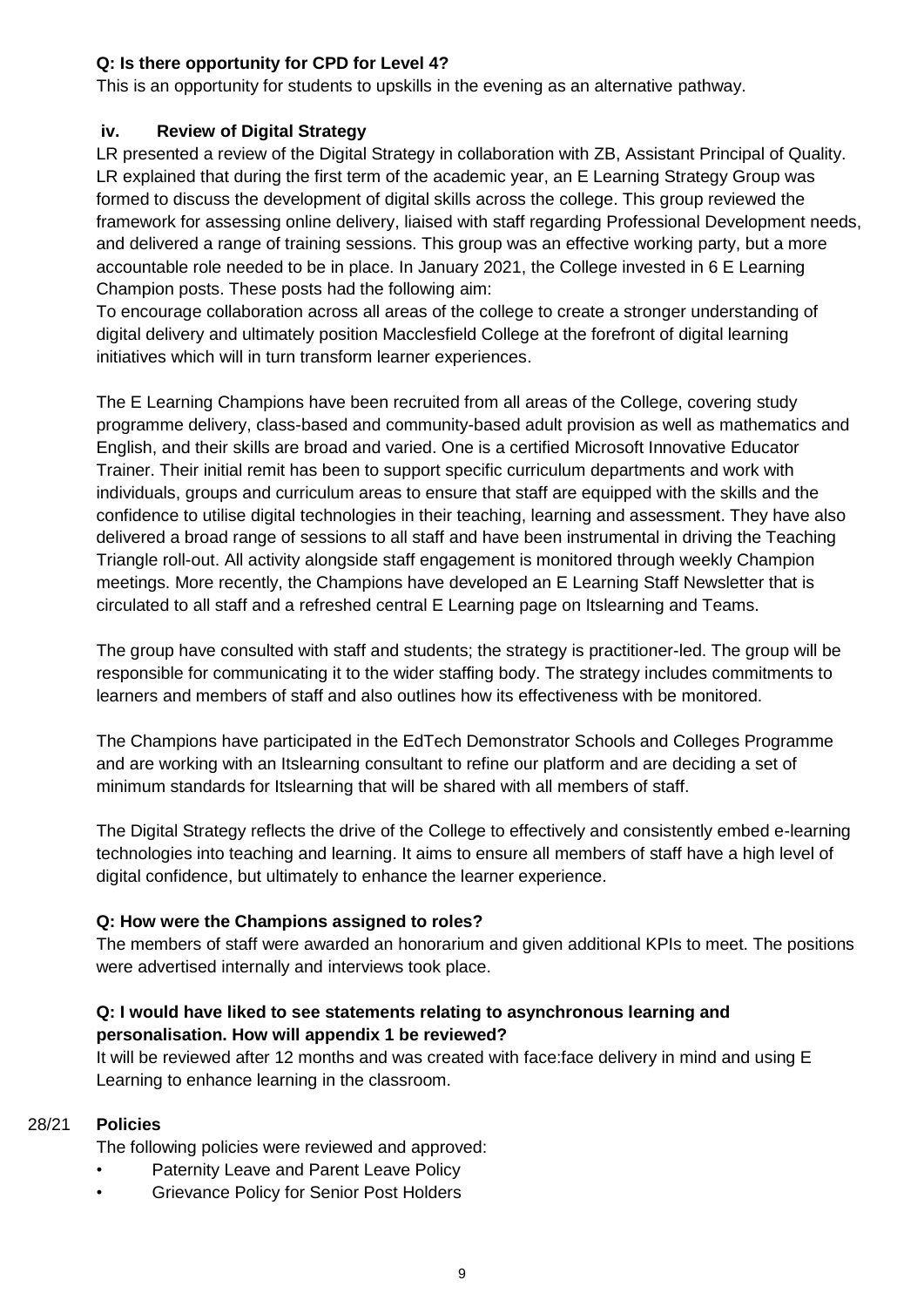**Q: Is there opportunity for CPD for Level 4?**

This is an opportunity for students to upskills in the evening as an alternative pathway.

**iv. Review of Digital Strategy**

LR presented a review of the Digital Strategy in collaboration with ZB, Assistant Principal of Quality. LR explained that during the first term of the academic year, an E Learning Strategy Group was formed to discuss the development of digital skills across the college. This group reviewed the framework for assessing online delivery, liaised with staff regarding Professional Development needs, and delivered a range of training sessions. This group was an effective working party, but a more accountable role needed to be in place. In January 2021, the College invested in 6 E Learning Champion posts. These posts had the following aim:

To encourage collaboration across all areas of the college to create a stronger understanding of digital delivery and ultimately position Macclesfield College at the forefront of digital learning initiatives which will in turn transform learner experiences.

The E Learning Champions have been recruited from all areas of the College, covering study programme delivery, class-based and community-based adult provision as well as mathematics and English, and their skills are broad and varied. One is a certified Microsoft Innovative Educator Trainer. Their initial remit has been to support specific curriculum departments and work with individuals, groups and curriculum areas to ensure that staff are equipped with the skills and the confidence to utilise digital technologies in their teaching, learning and assessment. They have also delivered a broad range of sessions to all staff and have been instrumental in driving the Teaching Triangle roll-out. All activity alongside staff engagement is monitored through weekly Champion meetings. More recently, the Champions have developed an E Learning Staff Newsletter that is circulated to all staff and a refreshed central E Learning page on Itslearning and Teams.

The group have consulted with staff and students; the strategy is practitioner-led. The group will be responsible for communicating it to the wider staffing body. The strategy includes commitments to learners and members of staff and also outlines how its effectiveness with be monitored.

The Champions have participated in the EdTech Demonstrator Schools and Colleges Programme and are working with an Itslearning consultant to refine our platform and are deciding a set of minimum standards for Itslearning that will be shared with all members of staff.

The Digital Strategy reflects the drive of the College to effectively and consistently embed e-learning technologies into teaching and learning. It aims to ensure all members of staff have a high level of digital confidence, but ultimately to enhance the learner experience.

**Q: How were the Champions assigned to roles?**

The members of staff were awarded an honorarium and given additional KPIs to meet. The positions were advertised internally and interviews took place.

**Q: I would have liked to see statements relating to asynchronous learning and personalisation. How will appendix 1 be reviewed?**

It will be reviewed after 12 months and was created with face:face delivery in mind and using E Learning to enhance learning in the classroom.

28/21 **Policies**

The following policies were reviewed and approved:

- Paternity Leave and Parent Leave Policy
- Grievance Policy for Senior Post Holders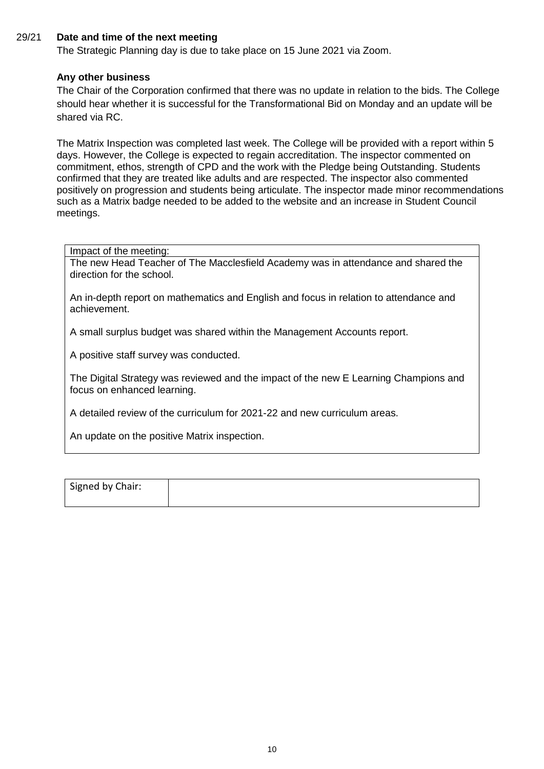## 29/21 Date and time of the next meeting

The Strategic Planning day is due to take place on 15 June 2021 via Zoom.

### Any other business

The Chair of the Corporation confirmed that there was no update in relation to the bids. The College should hear whether it is successful for the Transformational Bid on Monday and an update will be shared via RC.

The Matrix Inspection was completed last week. The College will be provided with a report within 5 days. However, the College is expected to regain accreditation. The inspector commented on commitment, ethos, strength of CPD and the work with the Pledge being Outstanding. Students confirmed that they are treated like adults and are respected. The inspector also commented positively on progression and students being articulate. The inspector made minor recommendations such as a Matrix badge needed to be added to the website and an increase in Student Council meetings.

| Impact of the meeting: |
|---|
| The new Head Teacher of The Macclesfield Academy was in attendance and shared the direction for the school.<br><br>An in-depth report on mathematics and English and focus in relation to attendance and achievement.<br><br>A small surplus budget was shared within the Management Accounts report.<br><br>A positive staff survey was conducted.<br><br>The Digital Strategy was reviewed and the impact of the new E Learning Champions and focus on enhanced learning.<br><br>A detailed review of the curriculum for 2021-22 and new curriculum areas.<br><br>An update on the positive Matrix inspection. |

| | |
|---|---|
| Signed by Chair: | |